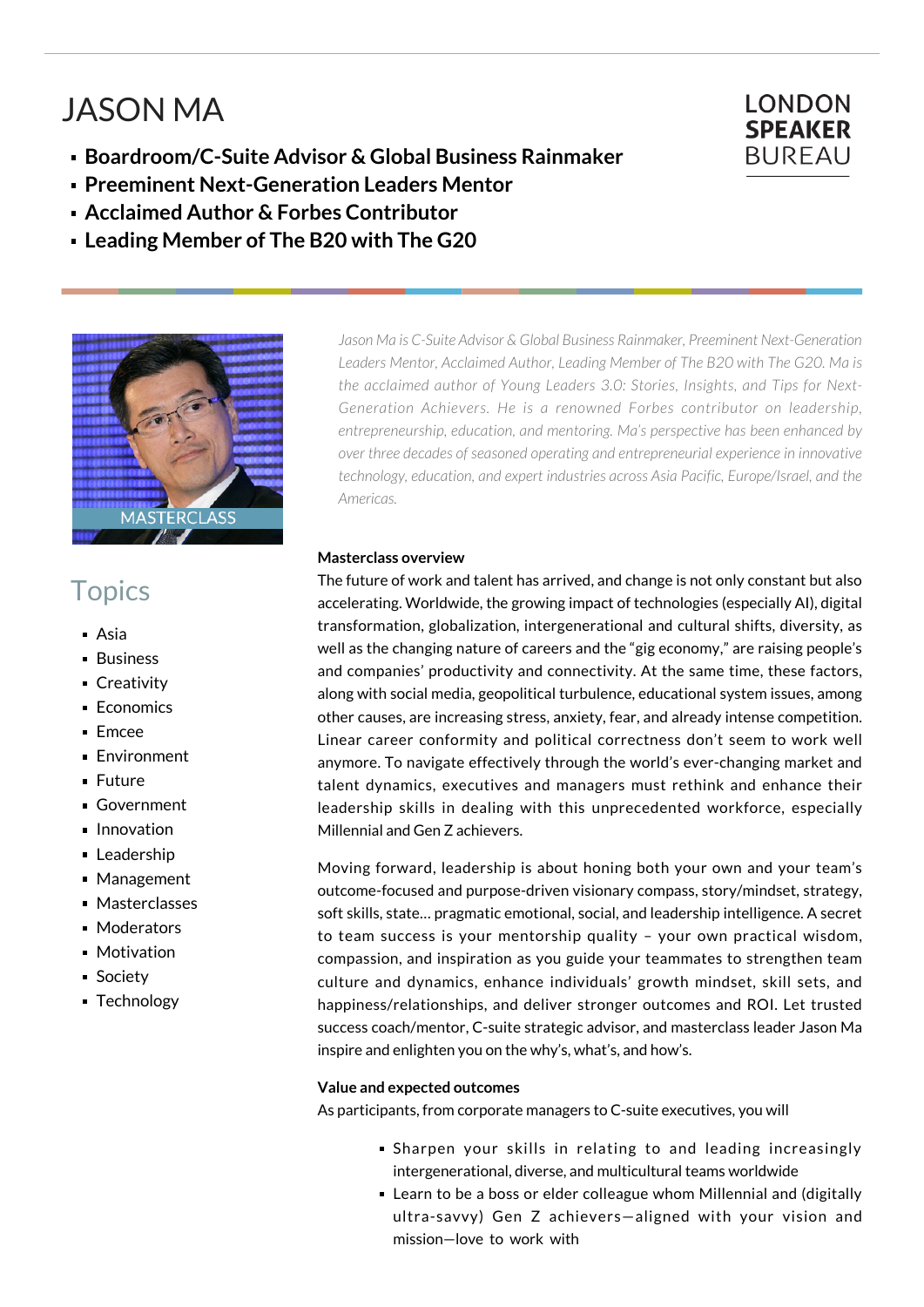# JASON MA

- **Boardroom/C-Suite Advisor & Global Business Rainmaker**
- **Preeminent Next-Generation Leaders Mentor**
- **Acclaimed Author & Forbes Contributor**
- **Leading Member of The B20 with The G20**

LONDON **SPEAKER** BUREAU

MASTERCLASS

*Jason Ma is C-Suite Advisor & Global Business Rainmaker, Preeminent Next-Generation Leaders Mentor, Acclaimed Author, Leading Member of The B20 with The G20. Ma is the acclaimed author of Young Leaders 3.0: Stories, Insights, and Tips for Next-Generation Achievers. He is a renowned Forbes contributor on leadership, entrepreneurship, education, and mentoring. Ma's perspective has been enhanced by over three decades of seasoned operating and entrepreneurial experience in innovative technology, education, and expert industries across Asia Pacific, Europe/Israel, and the Americas.*

## Topics

- Asia
- Business
- Creativity
- Economics
- Emcee
- Environment
- Future
- Government
- Innovation
- Leadership
- Management
- Masterclasses
- Moderators
- Motivation
- Society
- Technology

**Masterclass overview**

The future of work and talent has arrived, and change is not only constant but also accelerating. Worldwide, the growing impact of technologies (especially AI), digital transformation, globalization, intergenerational and cultural shifts, diversity, as well as the changing nature of careers and the "gig economy," are raising people's and companies' productivity and connectivity. At the same time, these factors, along with social media, geopolitical turbulence, educational system issues, among other causes, are increasing stress, anxiety, fear, and already intense competition. Linear career conformity and political correctness don't seem to work well anymore. To navigate effectively through the world's ever-changing market and talent dynamics, executives and managers must rethink and enhance their leadership skills in dealing with this unprecedented workforce, especially Millennial and Gen Z achievers.

Moving forward, leadership is about honing both your own and your team's outcome-focused and purpose-driven visionary compass, story/mindset, strategy, soft skills, state… pragmatic emotional, social, and leadership intelligence. A secret to team success is your mentorship quality – your own practical wisdom, compassion, and inspiration as you guide your teammates to strengthen team culture and dynamics, enhance individuals' growth mindset, skill sets, and happiness/relationships, and deliver stronger outcomes and ROI. Let trusted success coach/mentor, C-suite strategic advisor, and masterclass leader Jason Ma inspire and enlighten you on the why's, what's, and how's.

**Value and expected outcomes**

As participants, from corporate managers to C-suite executives, you will

- Sharpen your skills in relating to and leading increasingly intergenerational, diverse, and multicultural teams worldwide
- Learn to be a boss or elder colleague whom Millennial and (digitally ultra-savvy) Gen Z achievers—aligned with your vision and mission—love to work with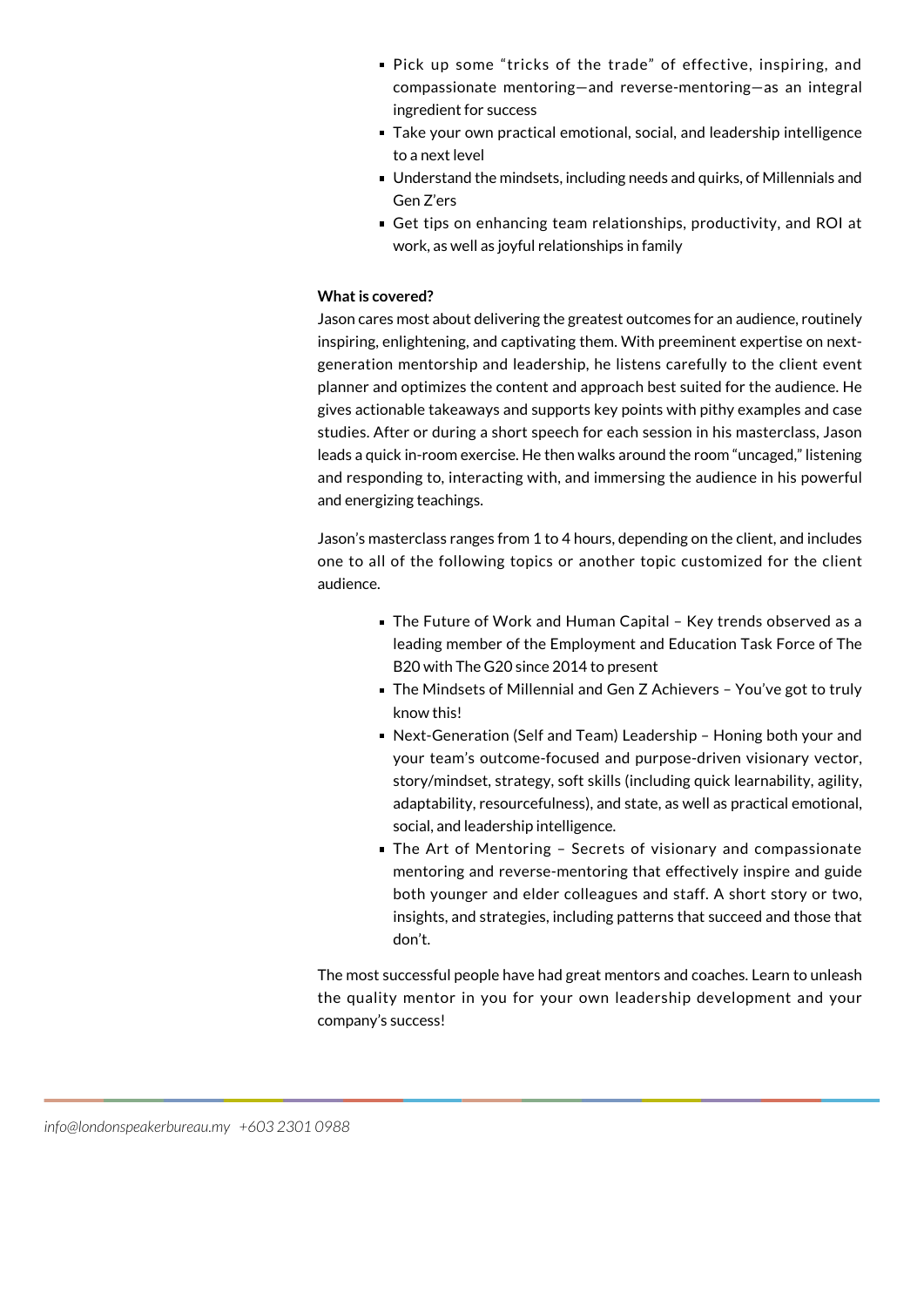- Pick up some "tricks of the trade" of effective, inspiring, and compassionate mentoring—and reverse-mentoring—as an integral ingredient for success
- Take your own practical emotional, social, and leadership intelligence to a next level
- Understand the mindsets, including needs and quirks, of Millennials and Gen Z'ers
- Get tips on enhancing team relationships, productivity, and ROI at work, as well as joyful relationships in family

**What is covered?**

Jason cares most about delivering the greatest outcomes for an audience, routinely inspiring, enlightening, and captivating them. With preeminent expertise on next-generation mentorship and leadership, he listens carefully to the client event planner and optimizes the content and approach best suited for the audience. He gives actionable takeaways and supports key points with pithy examples and case studies. After or during a short speech for each session in his masterclass, Jason leads a quick in-room exercise. He then walks around the room "uncaged," listening and responding to, interacting with, and immersing the audience in his powerful and energizing teachings.

Jason's masterclass ranges from 1 to 4 hours, depending on the client, and includes one to all of the following topics or another topic customized for the client audience.

- The Future of Work and Human Capital – Key trends observed as a leading member of the Employment and Education Task Force of The B20 with The G20 since 2014 to present
- The Mindsets of Millennial and Gen Z Achievers – You've got to truly know this!
- Next-Generation (Self and Team) Leadership – Honing both your and your team's outcome-focused and purpose-driven visionary vector, story/mindset, strategy, soft skills (including quick learnability, agility, adaptability, resourcefulness), and state, as well as practical emotional, social, and leadership intelligence.
- The Art of Mentoring – Secrets of visionary and compassionate mentoring and reverse-mentoring that effectively inspire and guide both younger and elder colleagues and staff. A short story or two, insights, and strategies, including patterns that succeed and those that don't.

The most successful people have had great mentors and coaches. Learn to unleash the quality mentor in you for your own leadership development and your company's success!